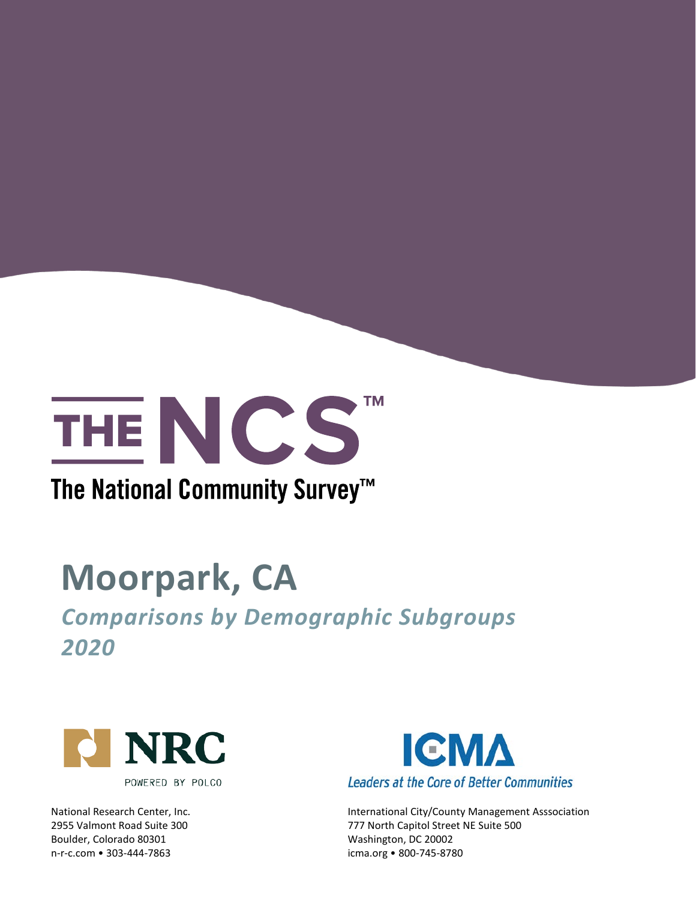# THE NCS™

The National Community Survey™

# Moorpark, CA

## *Comparisons by Demographic Subgroups 2020*

NRC

POWERED BY POLCO

National Research Center, Inc.
2955 Valmont Road Suite 300
Boulder, Colorado 80301
n-r-c.com • 303-444-7863

ICMA

*Leaders at the Core of Better Communities*

International City/County Management Asssociation
777 North Capitol Street NE Suite 500
Washington, DC 20002
icma.org • 800-745-8780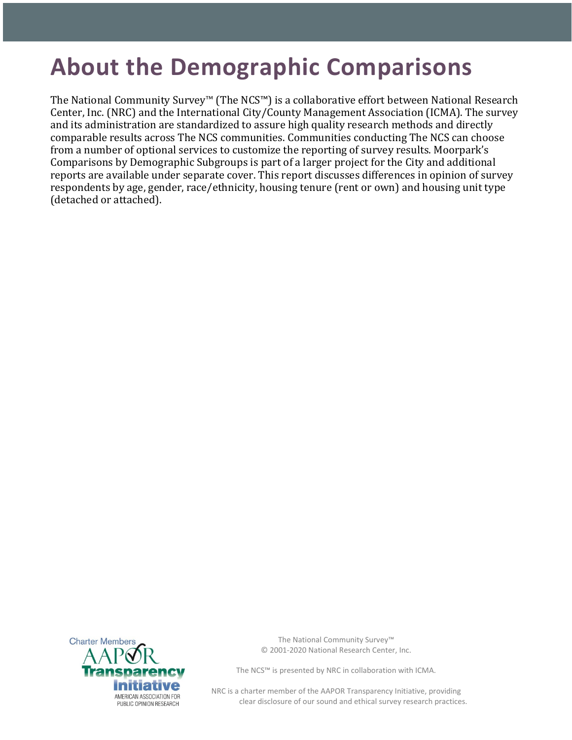# About the Demographic Comparisons

The National Community Survey™ (The NCS™) is a collaborative effort between National Research Center, Inc. (NRC) and the International City/County Management Association (ICMA). The survey and its administration are standardized to assure high quality research methods and directly comparable results across The NCS communities. Communities conducting The NCS can choose from a number of optional services to customize the reporting of survey results. Moorpark's Comparisons by Demographic Subgroups is part of a larger project for the City and additional reports are available under separate cover. This report discusses differences in opinion of survey respondents by age, gender, race/ethnicity, housing tenure (rent or own) and housing unit type (detached or attached).

Charter Members AAPOR Transparency Initiative AMERICAN ASSOCIATION FOR PUBLIC OPINION RESEARCH

The National Community Survey™
© 2001-2020 National Research Center, Inc.

The NCS™ is presented by NRC in collaboration with ICMA.

NRC is a charter member of the AAPOR Transparency Initiative, providing clear disclosure of our sound and ethical survey research practices.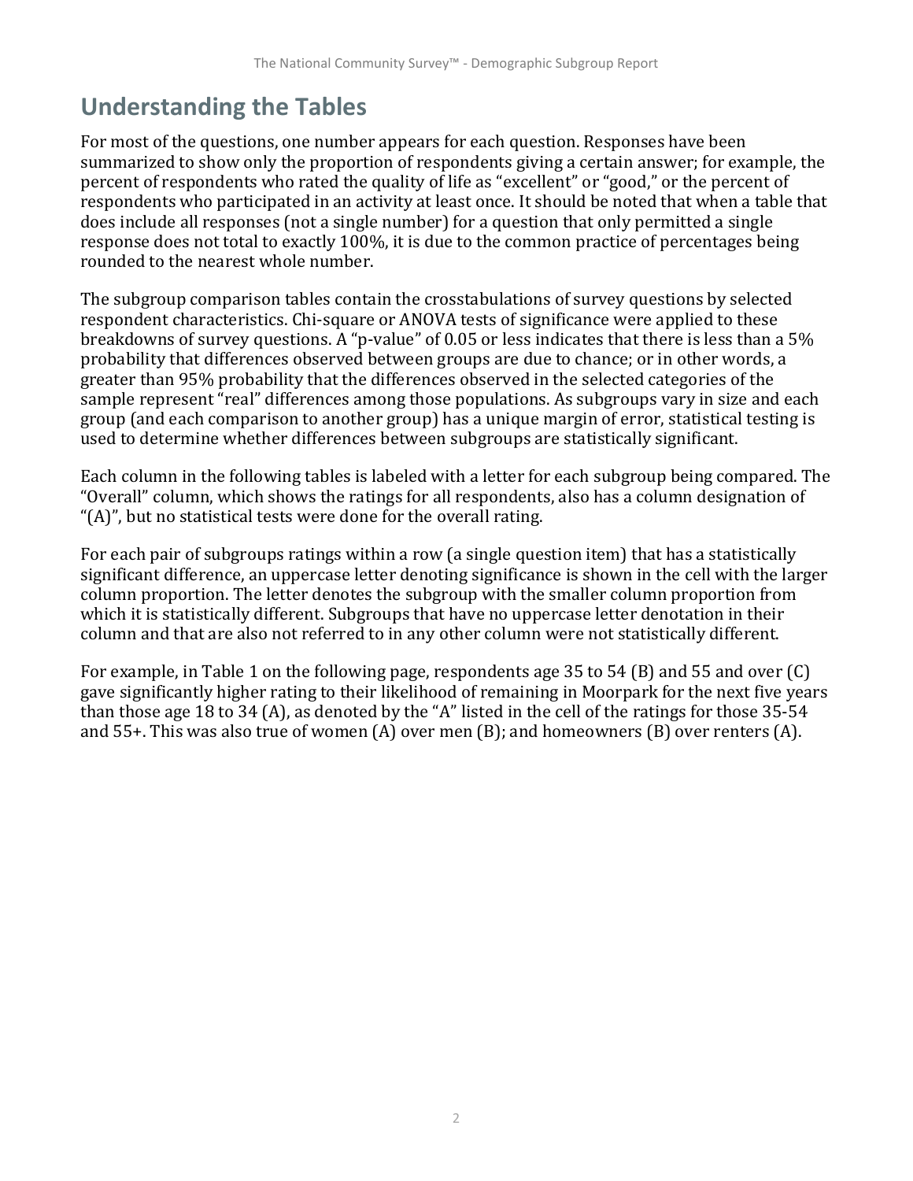## Understanding the Tables

For most of the questions, one number appears for each question. Responses have been summarized to show only the proportion of respondents giving a certain answer; for example, the percent of respondents who rated the quality of life as "excellent" or "good," or the percent of respondents who participated in an activity at least once. It should be noted that when a table that does include all responses (not a single number) for a question that only permitted a single response does not total to exactly 100%, it is due to the common practice of percentages being rounded to the nearest whole number.

The subgroup comparison tables contain the crosstabulations of survey questions by selected respondent characteristics. Chi-square or ANOVA tests of significance were applied to these breakdowns of survey questions. A "p-value" of 0.05 or less indicates that there is less than a 5% probability that differences observed between groups are due to chance; or in other words, a greater than 95% probability that the differences observed in the selected categories of the sample represent "real" differences among those populations. As subgroups vary in size and each group (and each comparison to another group) has a unique margin of error, statistical testing is used to determine whether differences between subgroups are statistically significant.

Each column in the following tables is labeled with a letter for each subgroup being compared. The "Overall" column, which shows the ratings for all respondents, also has a column designation of "(A)", but no statistical tests were done for the overall rating.

For each pair of subgroups ratings within a row (a single question item) that has a statistically significant difference, an uppercase letter denoting significance is shown in the cell with the larger column proportion. The letter denotes the subgroup with the smaller column proportion from which it is statistically different. Subgroups that have no uppercase letter denotation in their column and that are also not referred to in any other column were not statistically different.

For example, in Table 1 on the following page, respondents age 35 to 54 (B) and 55 and over (C) gave significantly higher rating to their likelihood of remaining in Moorpark for the next five years than those age 18 to 34 (A), as denoted by the "A" listed in the cell of the ratings for those 35-54 and 55+. This was also true of women (A) over men (B); and homeowners (B) over renters (A).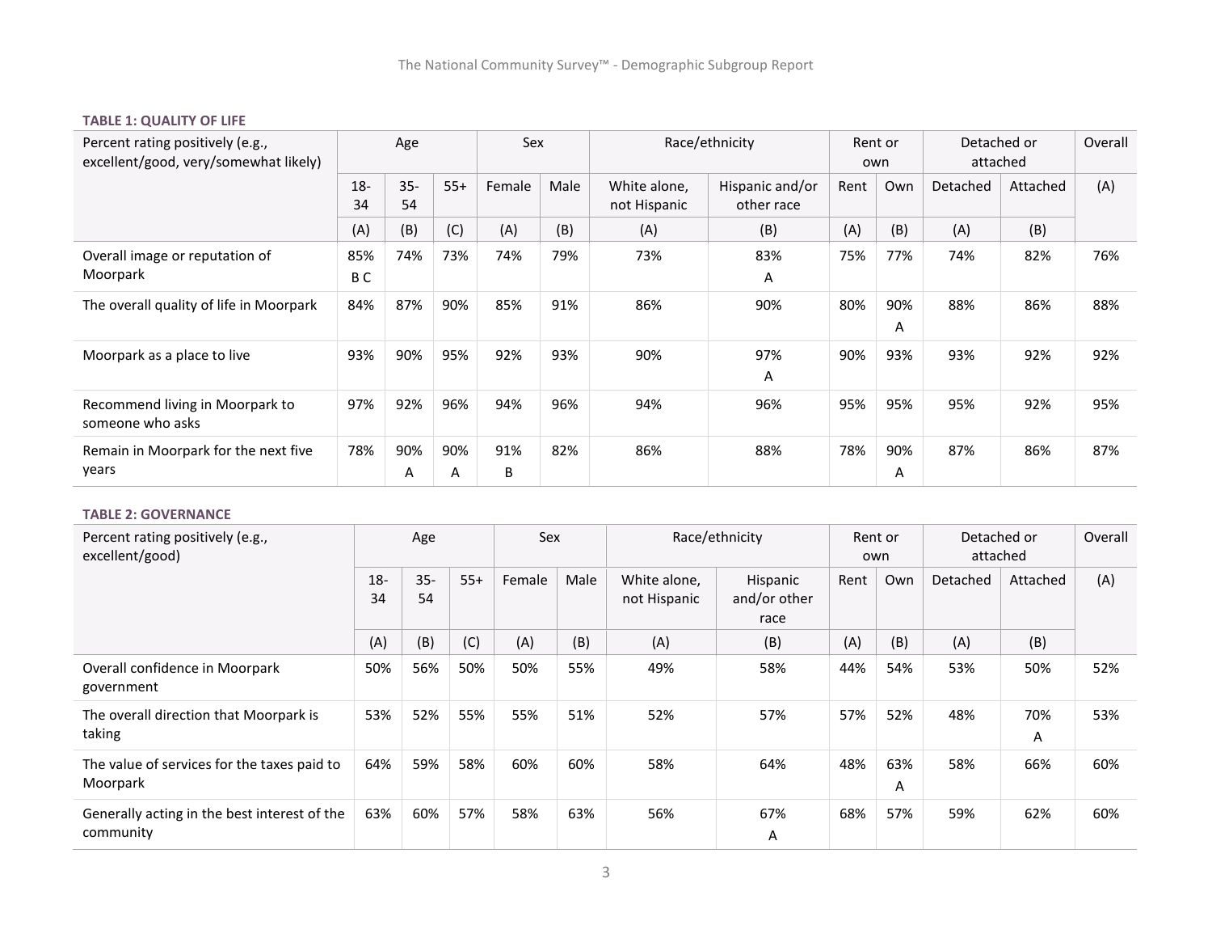**TABLE 1: QUALITY OF LIFE**

| Percent rating positively (e.g., excellent/good, very/somewhat likely) | Age | | | Sex | | Race/ethnicity | | Rent or own | | Detached or attached | | Overall |
|---|---|---|---|---|---|---|---|---|---|---|---|---|
| | 18-34 | 35-54 | 55+ | Female | Male | White alone, not Hispanic | Hispanic and/or other race | Rent | Own | Detached | Attached | (A) |
| | (A) | (B) | (C) | (A) | (B) | (A) | (B) | (A) | (B) | (A) | (B) | |
| Overall image or reputation of Moorpark | 85% B C | 74% | 73% | 74% | 79% | 73% | 83% A | 75% | 77% | 74% | 82% | 76% |
| The overall quality of life in Moorpark | 84% | 87% | 90% | 85% | 91% | 86% | 90% | 80% | 90% A | 88% | 86% | 88% |
| Moorpark as a place to live | 93% | 90% | 95% | 92% | 93% | 90% | 97% A | 90% | 93% | 93% | 92% | 92% |
| Recommend living in Moorpark to someone who asks | 97% | 92% | 96% | 94% | 96% | 94% | 96% | 95% | 95% | 95% | 92% | 95% |
| Remain in Moorpark for the next five years | 78% | 90% A | 90% A | 91% B | 82% | 86% | 88% | 78% | 90% A | 87% | 86% | 87% |

**TABLE 2: GOVERNANCE**

| Percent rating positively (e.g., excellent/good) | Age | | | Sex | | Race/ethnicity | | Rent or own | | Detached or attached | | Overall |
|---|---|---|---|---|---|---|---|---|---|---|---|---|
| | 18-34 | 35-54 | 55+ | Female | Male | White alone, not Hispanic | Hispanic and/or other race | Rent | Own | Detached | Attached | (A) |
| | (A) | (B) | (C) | (A) | (B) | (A) | (B) | (A) | (B) | (A) | (B) | |
| Overall confidence in Moorpark government | 50% | 56% | 50% | 50% | 55% | 49% | 58% | 44% | 54% | 53% | 50% | 52% |
| The overall direction that Moorpark is taking | 53% | 52% | 55% | 55% | 51% | 52% | 57% | 57% | 52% | 48% | 70% A | 53% |
| The value of services for the taxes paid to Moorpark | 64% | 59% | 58% | 60% | 60% | 58% | 64% | 48% | 63% A | 58% | 66% | 60% |
| Generally acting in the best interest of the community | 63% | 60% | 57% | 58% | 63% | 56% | 67% A | 68% | 57% | 59% | 62% | 60% |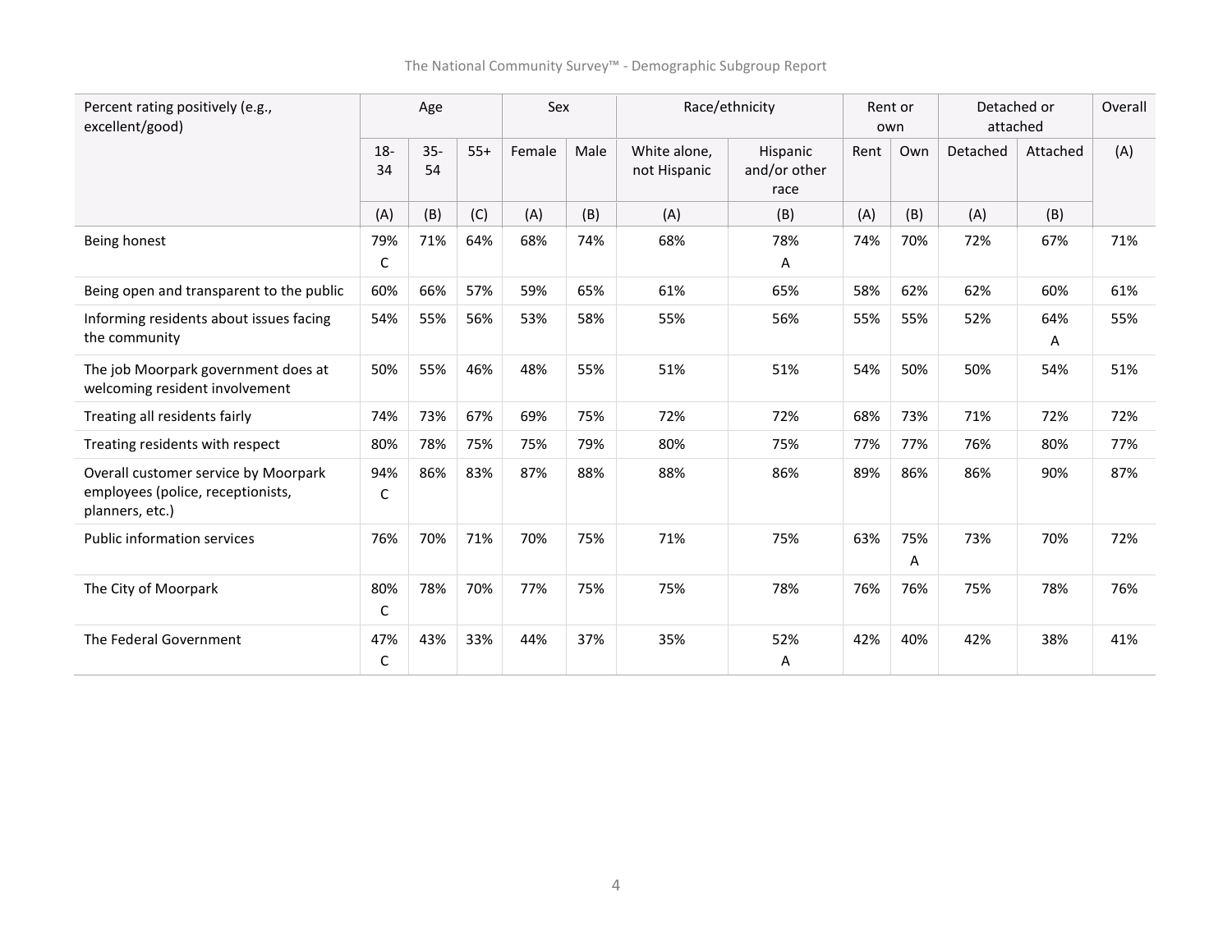| Percent rating positively (e.g., excellent/good) | Age | | | Sex | | Race/ethnicity | | Rent or own | | Detached or attached | | Overall |
|---|---|---|---|---|---|---|---|---|---|---|---|---|
| | 18-34 | 35-54 | 55+ | Female | Male | White alone, not Hispanic | Hispanic and/or other race | Rent | Own | Detached | Attached | (A) |
| | (A) | (B) | (C) | (A) | (B) | (A) | (B) | (A) | (B) | (A) | (B) | |
| Being honest | 79% C | 71% | 64% | 68% | 74% | 68% | 78% A | 74% | 70% | 72% | 67% | 71% |
| Being open and transparent to the public | 60% | 66% | 57% | 59% | 65% | 61% | 65% | 58% | 62% | 62% | 60% | 61% |
| Informing residents about issues facing the community | 54% | 55% | 56% | 53% | 58% | 55% | 56% | 55% | 55% | 52% | 64% A | 55% |
| The job Moorpark government does at welcoming resident involvement | 50% | 55% | 46% | 48% | 55% | 51% | 51% | 54% | 50% | 50% | 54% | 51% |
| Treating all residents fairly | 74% | 73% | 67% | 69% | 75% | 72% | 72% | 68% | 73% | 71% | 72% | 72% |
| Treating residents with respect | 80% | 78% | 75% | 75% | 79% | 80% | 75% | 77% | 77% | 76% | 80% | 77% |
| Overall customer service by Moorpark employees (police, receptionists, planners, etc.) | 94% C | 86% | 83% | 87% | 88% | 88% | 86% | 89% | 86% | 86% | 90% | 87% |
| Public information services | 76% | 70% | 71% | 70% | 75% | 71% | 75% | 63% | 75% A | 73% | 70% | 72% |
| The City of Moorpark | 80% C | 78% | 70% | 77% | 75% | 75% | 78% | 76% | 76% | 75% | 78% | 76% |
| The Federal Government | 47% C | 43% | 33% | 44% | 37% | 35% | 52% A | 42% | 40% | 42% | 38% | 41% |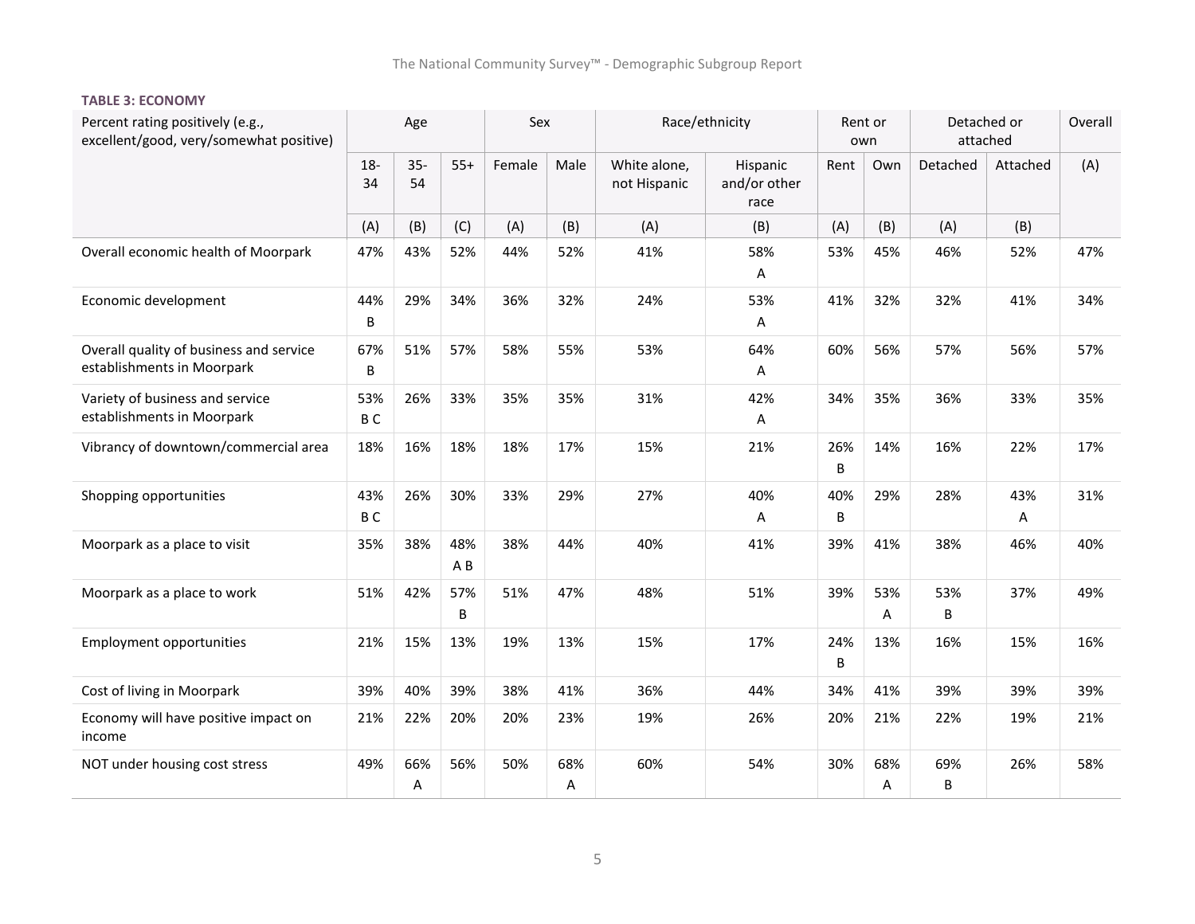**TABLE 3: ECONOMY**

| Percent rating positively (e.g., excellent/good, very/somewhat positive) | Age | | | Sex | | Race/ethnicity | | Rent or own | | Detached or attached | | Overall |
|---|---|---|---|---|---|---|---|---|---|---|---|---|
| | 18-34 | 35-54 | 55+ | Female | Male | White alone, not Hispanic | Hispanic and/or other race | Rent | Own | Detached | Attached | (A) |
| | (A) | (B) | (C) | (A) | (B) | (A) | (B) | (A) | (B) | (A) | (B) | |
| Overall economic health of Moorpark | 47% | 43% | 52% | 44% | 52% | 41% | 58% A | 53% | 45% | 46% | 52% | 47% |
| Economic development | 44% B | 29% | 34% | 36% | 32% | 24% | 53% A | 41% | 32% | 32% | 41% | 34% |
| Overall quality of business and service establishments in Moorpark | 67% B | 51% | 57% | 58% | 55% | 53% | 64% A | 60% | 56% | 57% | 56% | 57% |
| Variety of business and service establishments in Moorpark | 53% B C | 26% | 33% | 35% | 35% | 31% | 42% A | 34% | 35% | 36% | 33% | 35% |
| Vibrancy of downtown/commercial area | 18% | 16% | 18% | 18% | 17% | 15% | 21% | 26% B | 14% | 16% | 22% | 17% |
| Shopping opportunities | 43% B C | 26% | 30% | 33% | 29% | 27% | 40% A | 40% B | 29% | 28% | 43% A | 31% |
| Moorpark as a place to visit | 35% | 38% | 48% A B | 38% | 44% | 40% | 41% | 39% | 41% | 38% | 46% | 40% |
| Moorpark as a place to work | 51% | 42% | 57% B | 51% | 47% | 48% | 51% | 39% | 53% A | 53% B | 37% | 49% |
| Employment opportunities | 21% | 15% | 13% | 19% | 13% | 15% | 17% | 24% B | 13% | 16% | 15% | 16% |
| Cost of living in Moorpark | 39% | 40% | 39% | 38% | 41% | 36% | 44% | 34% | 41% | 39% | 39% | 39% |
| Economy will have positive impact on income | 21% | 22% | 20% | 20% | 23% | 19% | 26% | 20% | 21% | 22% | 19% | 21% |
| NOT under housing cost stress | 49% | 66% A | 56% | 50% | 68% A | 60% | 54% | 30% | 68% A | 69% B | 26% | 58% |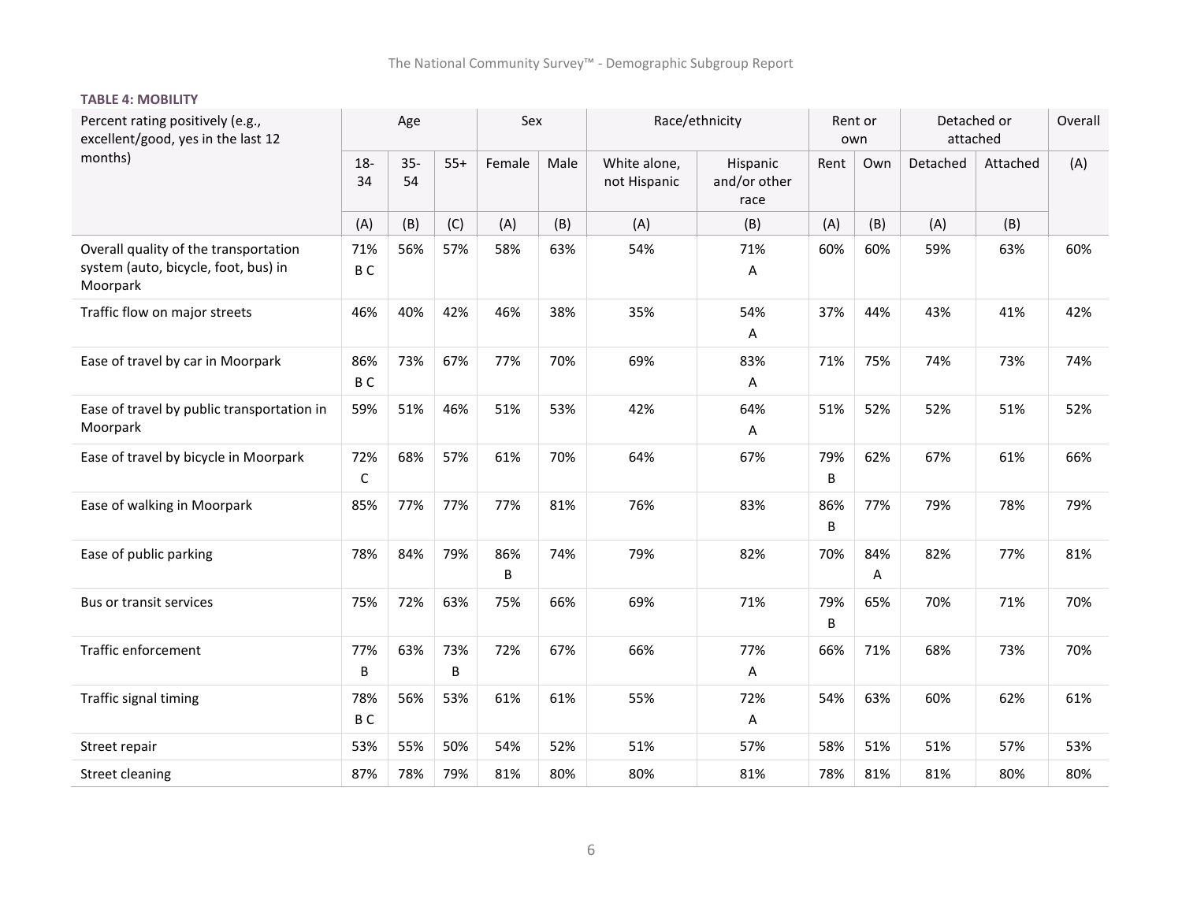**TABLE 4: MOBILITY**

| Percent rating positively (e.g., excellent/good, yes in the last 12 months) | Age | | | Sex | | Race/ethnicity | | Rent or own | | Detached or attached | | Overall |
|---|---|---|---|---|---|---|---|---|---|---|---|---|
| | 18-34 | 35-54 | 55+ | Female | Male | White alone, not Hispanic | Hispanic and/or other race | Rent | Own | Detached | Attached | (A) |
| | (A) | (B) | (C) | (A) | (B) | (A) | (B) | (A) | (B) | (A) | (B) | |
| Overall quality of the transportation system (auto, bicycle, foot, bus) in Moorpark | 71% B C | 56% | 57% | 58% | 63% | 54% | 71% A | 60% | 60% | 59% | 63% | 60% |
| Traffic flow on major streets | 46% | 40% | 42% | 46% | 38% | 35% | 54% A | 37% | 44% | 43% | 41% | 42% |
| Ease of travel by car in Moorpark | 86% B C | 73% | 67% | 77% | 70% | 69% | 83% A | 71% | 75% | 74% | 73% | 74% |
| Ease of travel by public transportation in Moorpark | 59% | 51% | 46% | 51% | 53% | 42% | 64% A | 51% | 52% | 52% | 51% | 52% |
| Ease of travel by bicycle in Moorpark | 72% C | 68% | 57% | 61% | 70% | 64% | 67% | 79% B | 62% | 67% | 61% | 66% |
| Ease of walking in Moorpark | 85% | 77% | 77% | 77% | 81% | 76% | 83% | 86% B | 77% | 79% | 78% | 79% |
| Ease of public parking | 78% | 84% | 79% | 86% B | 74% | 79% | 82% | 70% | 84% A | 82% | 77% | 81% |
| Bus or transit services | 75% | 72% | 63% | 75% | 66% | 69% | 71% | 79% B | 65% | 70% | 71% | 70% |
| Traffic enforcement | 77% B | 63% | 73% B | 72% | 67% | 66% | 77% A | 66% | 71% | 68% | 73% | 70% |
| Traffic signal timing | 78% B C | 56% | 53% | 61% | 61% | 55% | 72% A | 54% | 63% | 60% | 62% | 61% |
| Street repair | 53% | 55% | 50% | 54% | 52% | 51% | 57% | 58% | 51% | 51% | 57% | 53% |
| Street cleaning | 87% | 78% | 79% | 81% | 80% | 80% | 81% | 78% | 81% | 81% | 80% | 80% |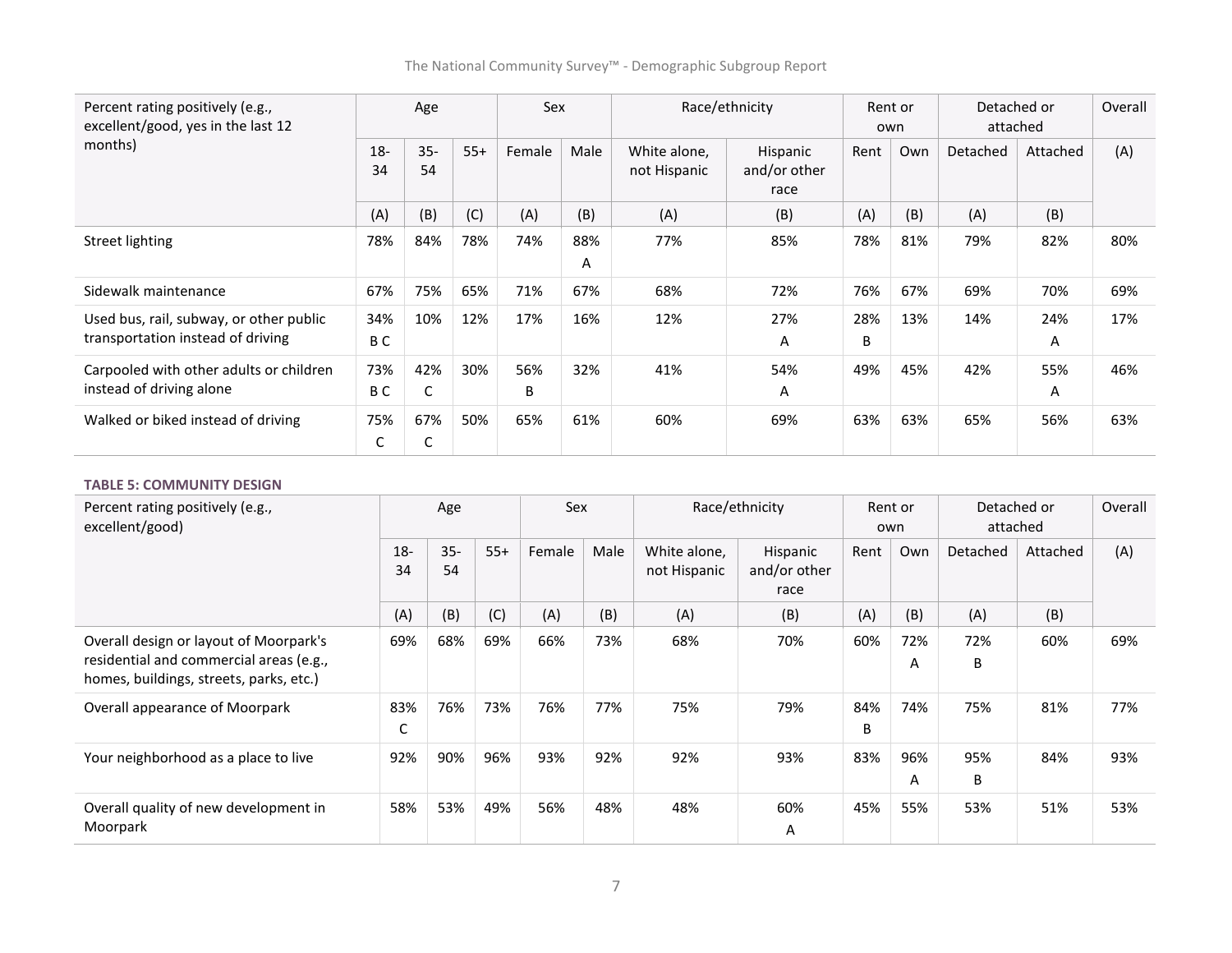| Percent rating positively (e.g., excellent/good, yes in the last 12 months) | Age | | | Sex | | Race/ethnicity | | Rent or own | | Detached or attached | | Overall |
|---|---|---|---|---|---|---|---|---|---|---|---|---|
| | 18-34 | 35-54 | 55+ | Female | Male | White alone, not Hispanic | Hispanic and/or other race | Rent | Own | Detached | Attached | (A) |
| | (A) | (B) | (C) | (A) | (B) | (A) | (B) | (A) | (B) | (A) | (B) | |
| Street lighting | 78% | 84% | 78% | 74% | 88% A | 77% | 85% | 78% | 81% | 79% | 82% | 80% |
| Sidewalk maintenance | 67% | 75% | 65% | 71% | 67% | 68% | 72% | 76% | 67% | 69% | 70% | 69% |
| Used bus, rail, subway, or other public transportation instead of driving | 34% B C | 10% | 12% | 17% | 16% | 12% | 27% A | 28% B | 13% | 14% | 24% A | 17% |
| Carpooled with other adults or children instead of driving alone | 73% B C | 42% C | 30% | 56% B | 32% | 41% | 54% A | 49% | 45% | 42% | 55% A | 46% |
| Walked or biked instead of driving | 75% C | 67% C | 50% | 65% | 61% | 60% | 69% | 63% | 63% | 65% | 56% | 63% |

**TABLE 5: COMMUNITY DESIGN**

| Percent rating positively (e.g., excellent/good) | Age | | | Sex | | Race/ethnicity | | Rent or own | | Detached or attached | | Overall |
|---|---|---|---|---|---|---|---|---|---|---|---|---|
| | 18-34 | 35-54 | 55+ | Female | Male | White alone, not Hispanic | Hispanic and/or other race | Rent | Own | Detached | Attached | (A) |
| | (A) | (B) | (C) | (A) | (B) | (A) | (B) | (A) | (B) | (A) | (B) | |
| Overall design or layout of Moorpark's residential and commercial areas (e.g., homes, buildings, streets, parks, etc.) | 69% | 68% | 69% | 66% | 73% | 68% | 70% | 60% | 72% A | 72% B | 60% | 69% |
| Overall appearance of Moorpark | 83% C | 76% | 73% | 76% | 77% | 75% | 79% | 84% B | 74% | 75% | 81% | 77% |
| Your neighborhood as a place to live | 92% | 90% | 96% | 93% | 92% | 92% | 93% | 83% | 96% A | 95% B | 84% | 93% |
| Overall quality of new development in Moorpark | 58% | 53% | 49% | 56% | 48% | 48% | 60% A | 45% | 55% | 53% | 51% | 53% |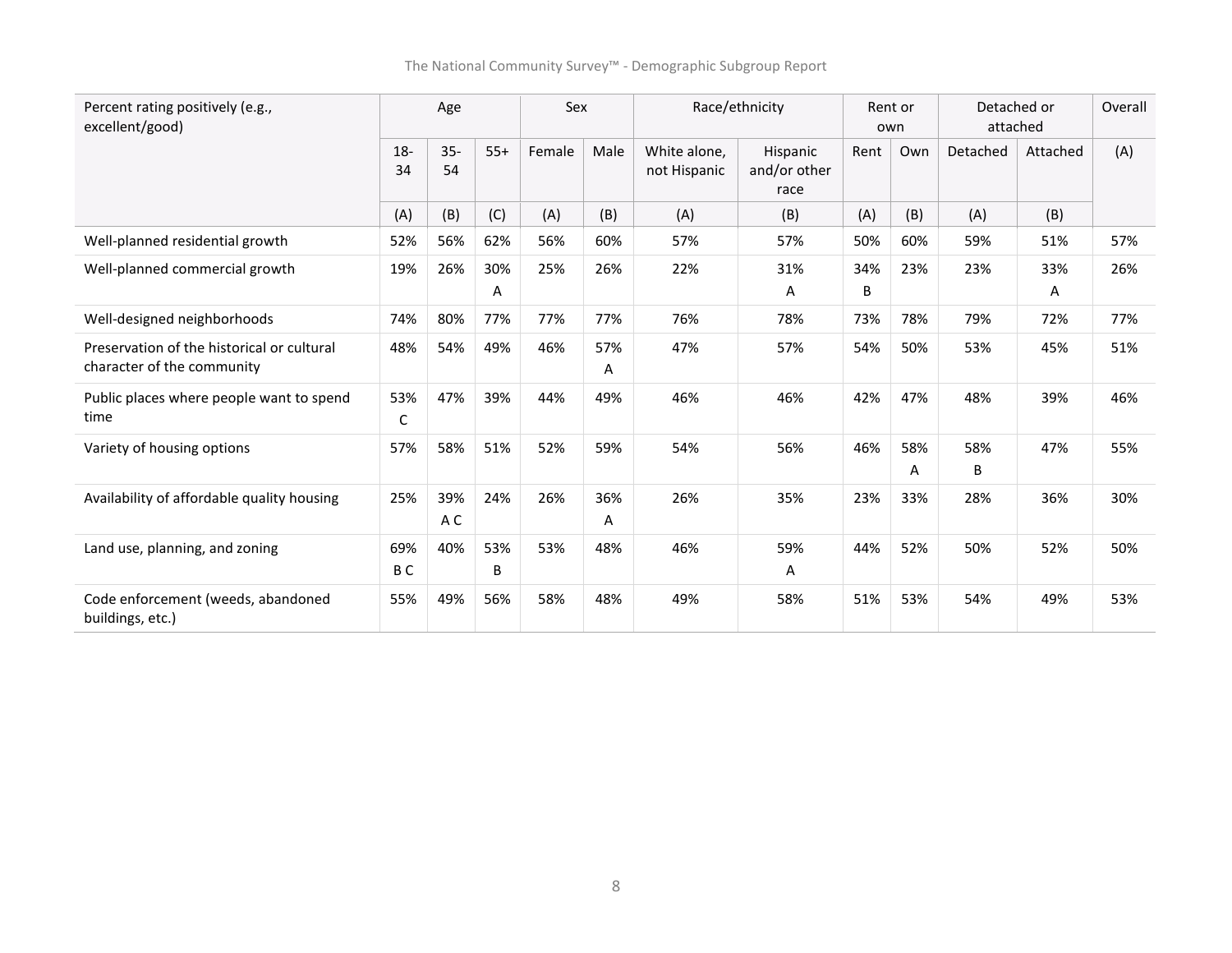| Percent rating positively (e.g., excellent/good) | Age | | | Sex | | Race/ethnicity | | Rent or own | | Detached or attached | | Overall |
|---|---|---|---|---|---|---|---|---|---|---|---|---|
| | 18-34 | 35-54 | 55+ | Female | Male | White alone, not Hispanic | Hispanic and/or other race | Rent | Own | Detached | Attached | (A) |
| | (A) | (B) | (C) | (A) | (B) | (A) | (B) | (A) | (B) | (A) | (B) | |
| Well-planned residential growth | 52% | 56% | 62% | 56% | 60% | 57% | 57% | 50% | 60% | 59% | 51% | 57% |
| Well-planned commercial growth | 19% | 26% | 30% A | 25% | 26% | 22% | 31% A | 34% B | 23% | 23% | 33% A | 26% |
| Well-designed neighborhoods | 74% | 80% | 77% | 77% | 77% | 76% | 78% | 73% | 78% | 79% | 72% | 77% |
| Preservation of the historical or cultural character of the community | 48% | 54% | 49% | 46% | 57% A | 47% | 57% | 54% | 50% | 53% | 45% | 51% |
| Public places where people want to spend time | 53% C | 47% | 39% | 44% | 49% | 46% | 46% | 42% | 47% | 48% | 39% | 46% |
| Variety of housing options | 57% | 58% | 51% | 52% | 59% | 54% | 56% | 46% | 58% A | 58% B | 47% | 55% |
| Availability of affordable quality housing | 25% | 39% A C | 24% | 26% | 36% A | 26% | 35% | 23% | 33% | 28% | 36% | 30% |
| Land use, planning, and zoning | 69% B C | 40% | 53% B | 53% | 48% | 46% | 59% A | 44% | 52% | 50% | 52% | 50% |
| Code enforcement (weeds, abandoned buildings, etc.) | 55% | 49% | 56% | 58% | 48% | 49% | 58% | 51% | 53% | 54% | 49% | 53% |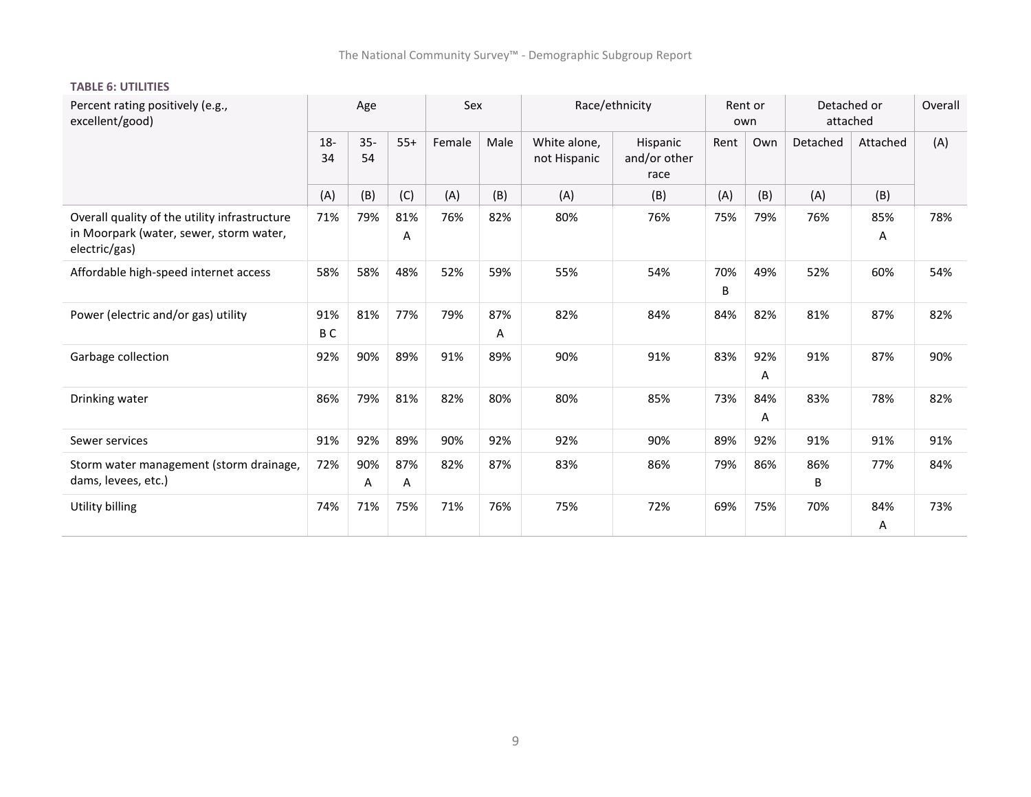**TABLE 6: UTILITIES**

| Percent rating positively (e.g., excellent/good) | Age | | | Sex | | Race/ethnicity | | Rent or own | | Detached or attached | | Overall |
|---|---|---|---|---|---|---|---|---|---|---|---|---|
| | 18-34 | 35-54 | 55+ | Female | Male | White alone, not Hispanic | Hispanic and/or other race | Rent | Own | Detached | Attached | (A) |
| | (A) | (B) | (C) | (A) | (B) | (A) | (B) | (A) | (B) | (A) | (B) | |
| Overall quality of the utility infrastructure in Moorpark (water, sewer, storm water, electric/gas) | 71% | 79% | 81% A | 76% | 82% | 80% | 76% | 75% | 79% | 76% | 85% A | 78% |
| Affordable high-speed internet access | 58% | 58% | 48% | 52% | 59% | 55% | 54% | 70% B | 49% | 52% | 60% | 54% |
| Power (electric and/or gas) utility | 91% B C | 81% | 77% | 79% | 87% A | 82% | 84% | 84% | 82% | 81% | 87% | 82% |
| Garbage collection | 92% | 90% | 89% | 91% | 89% | 90% | 91% | 83% | 92% A | 91% | 87% | 90% |
| Drinking water | 86% | 79% | 81% | 82% | 80% | 80% | 85% | 73% | 84% A | 83% | 78% | 82% |
| Sewer services | 91% | 92% | 89% | 90% | 92% | 92% | 90% | 89% | 92% | 91% | 91% | 91% |
| Storm water management (storm drainage, dams, levees, etc.) | 72% | 90% A | 87% A | 82% | 87% | 83% | 86% | 79% | 86% | 86% B | 77% | 84% |
| Utility billing | 74% | 71% | 75% | 71% | 76% | 75% | 72% | 69% | 75% | 70% | 84% A | 73% |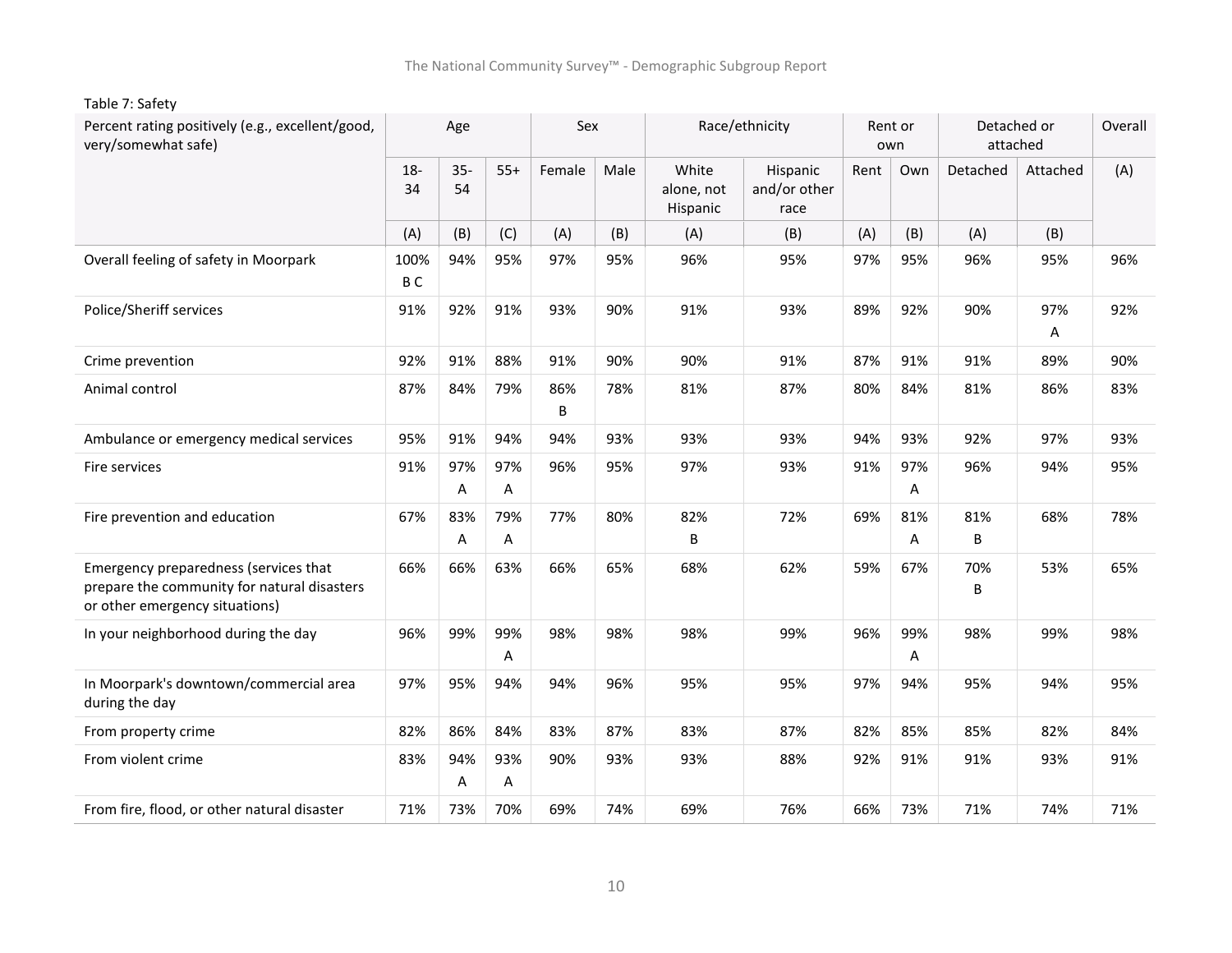Table 7: Safety

| Percent rating positively (e.g., excellent/good, very/somewhat safe) | Age | | | Sex | | Race/ethnicity | | Rent or own | | Detached or attached | | Overall |
|---|---|---|---|---|---|---|---|---|---|---|---|---|
| | 18-34 | 35-54 | 55+ | Female | Male | White alone, not Hispanic | Hispanic and/or other race | Rent | Own | Detached | Attached | (A) |
| | (A) | (B) | (C) | (A) | (B) | (A) | (B) | (A) | (B) | (A) | (B) | |
| Overall feeling of safety in Moorpark | 100% B C | 94% | 95% | 97% | 95% | 96% | 95% | 97% | 95% | 96% | 95% | 96% |
| Police/Sheriff services | 91% | 92% | 91% | 93% | 90% | 91% | 93% | 89% | 92% | 90% | 97% A | 92% |
| Crime prevention | 92% | 91% | 88% | 91% | 90% | 90% | 91% | 87% | 91% | 91% | 89% | 90% |
| Animal control | 87% | 84% | 79% | 86% B | 78% | 81% | 87% | 80% | 84% | 81% | 86% | 83% |
| Ambulance or emergency medical services | 95% | 91% | 94% | 94% | 93% | 93% | 93% | 94% | 93% | 92% | 97% | 93% |
| Fire services | 91% | 97% A | 97% A | 96% | 95% | 97% | 93% | 91% | 97% A | 96% | 94% | 95% |
| Fire prevention and education | 67% | 83% A | 79% A | 77% | 80% | 82% B | 72% | 69% | 81% A | 81% B | 68% | 78% |
| Emergency preparedness (services that prepare the community for natural disasters or other emergency situations) | 66% | 66% | 63% | 66% | 65% | 68% | 62% | 59% | 67% | 70% B | 53% | 65% |
| In your neighborhood during the day | 96% | 99% | 99% A | 98% | 98% | 98% | 99% | 96% | 99% A | 98% | 99% | 98% |
| In Moorpark's downtown/commercial area during the day | 97% | 95% | 94% | 94% | 96% | 95% | 95% | 97% | 94% | 95% | 94% | 95% |
| From property crime | 82% | 86% | 84% | 83% | 87% | 83% | 87% | 82% | 85% | 85% | 82% | 84% |
| From violent crime | 83% | 94% A | 93% A | 90% | 93% | 93% | 88% | 92% | 91% | 91% | 93% | 91% |
| From fire, flood, or other natural disaster | 71% | 73% | 70% | 69% | 74% | 69% | 76% | 66% | 73% | 71% | 74% | 71% |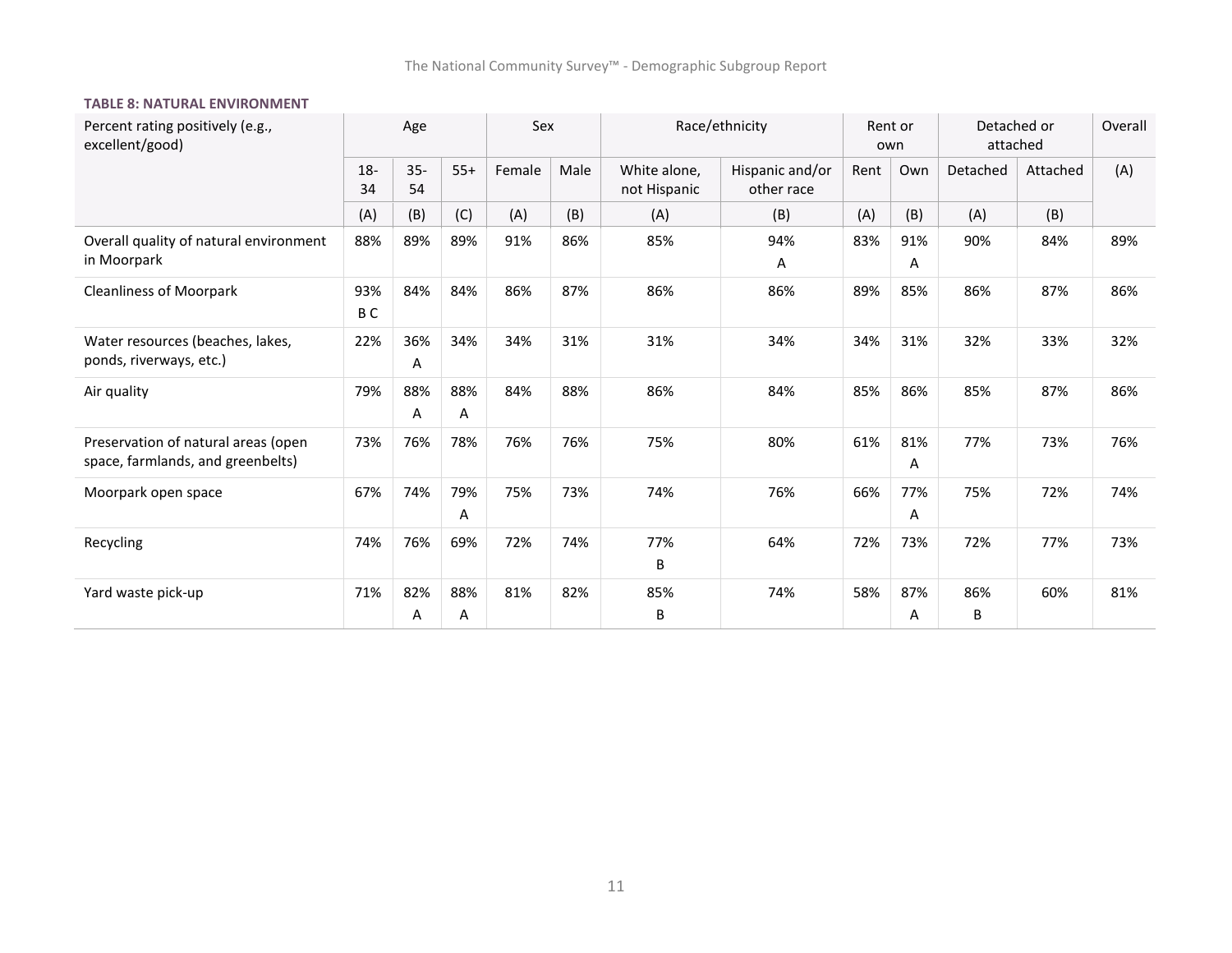**TABLE 8: NATURAL ENVIRONMENT**

| Percent rating positively (e.g., excellent/good) | Age | | | Sex | | Race/ethnicity | | Rent or own | | Detached or attached | | Overall |
|---|---|---|---|---|---|---|---|---|---|---|---|---|
| | 18-34 | 35-54 | 55+ | Female | Male | White alone, not Hispanic | Hispanic and/or other race | Rent | Own | Detached | Attached | (A) |
| | (A) | (B) | (C) | (A) | (B) | (A) | (B) | (A) | (B) | (A) | (B) | |
| Overall quality of natural environment in Moorpark | 88% | 89% | 89% | 91% | 86% | 85% | 94% A | 83% | 91% A | 90% | 84% | 89% |
| Cleanliness of Moorpark | 93% B C | 84% | 84% | 86% | 87% | 86% | 86% | 89% | 85% | 86% | 87% | 86% |
| Water resources (beaches, lakes, ponds, riverways, etc.) | 22% | 36% A | 34% | 34% | 31% | 31% | 34% | 34% | 31% | 32% | 33% | 32% |
| Air quality | 79% | 88% A | 88% A | 84% | 88% | 86% | 84% | 85% | 86% | 85% | 87% | 86% |
| Preservation of natural areas (open space, farmlands, and greenbelts) | 73% | 76% | 78% | 76% | 76% | 75% | 80% | 61% | 81% A | 77% | 73% | 76% |
| Moorpark open space | 67% | 74% | 79% A | 75% | 73% | 74% | 76% | 66% | 77% A | 75% | 72% | 74% |
| Recycling | 74% | 76% | 69% | 72% | 74% | 77% B | 64% | 72% | 73% | 72% | 77% | 73% |
| Yard waste pick-up | 71% | 82% A | 88% A | 81% | 82% | 85% B | 74% | 58% | 87% A | 86% B | 60% | 81% |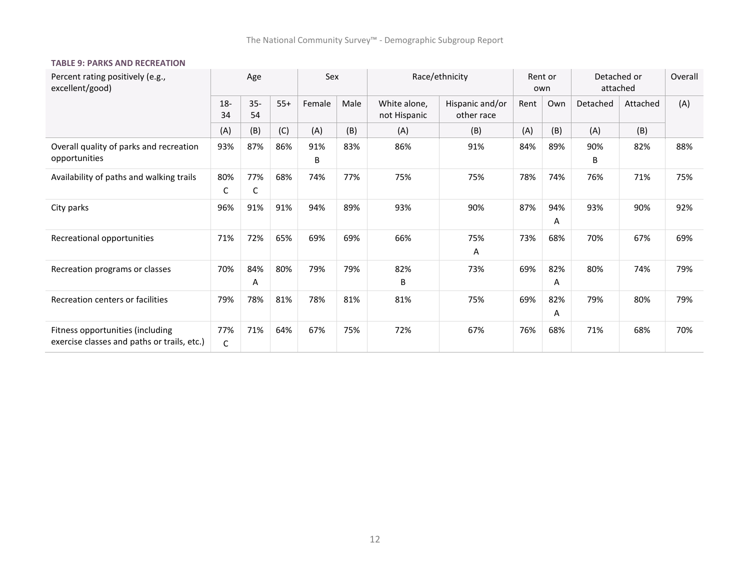**TABLE 9: PARKS AND RECREATION**

| Percent rating positively (e.g., excellent/good) | Age | | | Sex | | Race/ethnicity | | Rent or own | | Detached or attached | | Overall |
|---|---|---|---|---|---|---|---|---|---|---|---|---|
| | 18-34 | 35-54 | 55+ | Female | Male | White alone, not Hispanic | Hispanic and/or other race | Rent | Own | Detached | Attached | (A) |
| | (A) | (B) | (C) | (A) | (B) | (A) | (B) | (A) | (B) | (A) | (B) | |
| Overall quality of parks and recreation opportunities | 93% | 87% | 86% | 91% B | 83% | 86% | 91% | 84% | 89% | 90% B | 82% | 88% |
| Availability of paths and walking trails | 80% C | 77% C | 68% | 74% | 77% | 75% | 75% | 78% | 74% | 76% | 71% | 75% |
| City parks | 96% | 91% | 91% | 94% | 89% | 93% | 90% | 87% | 94% A | 93% | 90% | 92% |
| Recreational opportunities | 71% | 72% | 65% | 69% | 69% | 66% | 75% A | 73% | 68% | 70% | 67% | 69% |
| Recreation programs or classes | 70% | 84% A | 80% | 79% | 79% | 82% B | 73% | 69% | 82% A | 80% | 74% | 79% |
| Recreation centers or facilities | 79% | 78% | 81% | 78% | 81% | 81% | 75% | 69% | 82% A | 79% | 80% | 79% |
| Fitness opportunities (including exercise classes and paths or trails, etc.) | 77% C | 71% | 64% | 67% | 75% | 72% | 67% | 76% | 68% | 71% | 68% | 70% |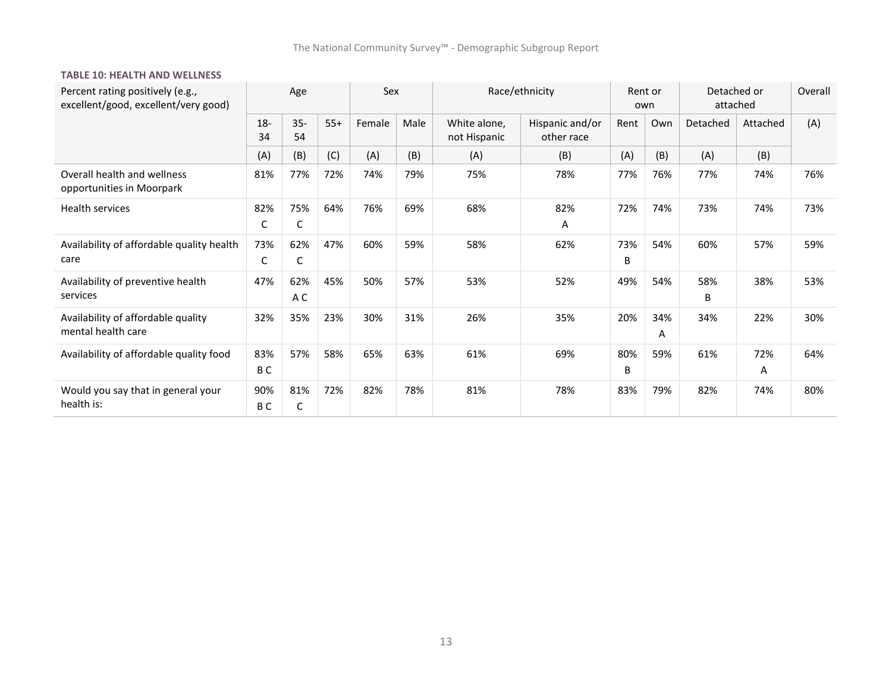**TABLE 10: HEALTH AND WELLNESS**

| Percent rating positively (e.g., excellent/good, excellent/very good) | Age | | | Sex | | Race/ethnicity | | Rent or own | | Detached or attached | | Overall |
|---|---|---|---|---|---|---|---|---|---|---|---|---|
| | 18-34 | 35-54 | 55+ | Female | Male | White alone, not Hispanic | Hispanic and/or other race | Rent | Own | Detached | Attached | (A) |
| | (A) | (B) | (C) | (A) | (B) | (A) | (B) | (A) | (B) | (A) | (B) | |
| Overall health and wellness opportunities in Moorpark | 81% | 77% | 72% | 74% | 79% | 75% | 78% | 77% | 76% | 77% | 74% | 76% |
| Health services | 82% C | 75% C | 64% | 76% | 69% | 68% | 82% A | 72% | 74% | 73% | 74% | 73% |
| Availability of affordable quality health care | 73% C | 62% C | 47% | 60% | 59% | 58% | 62% | 73% B | 54% | 60% | 57% | 59% |
| Availability of preventive health services | 47% | 62% A C | 45% | 50% | 57% | 53% | 52% | 49% | 54% | 58% B | 38% | 53% |
| Availability of affordable quality mental health care | 32% | 35% | 23% | 30% | 31% | 26% | 35% | 20% | 34% A | 34% | 22% | 30% |
| Availability of affordable quality food | 83% B C | 57% | 58% | 65% | 63% | 61% | 69% | 80% B | 59% | 61% | 72% A | 64% |
| Would you say that in general your health is: | 90% B C | 81% C | 72% | 82% | 78% | 81% | 78% | 83% | 79% | 82% | 74% | 80% |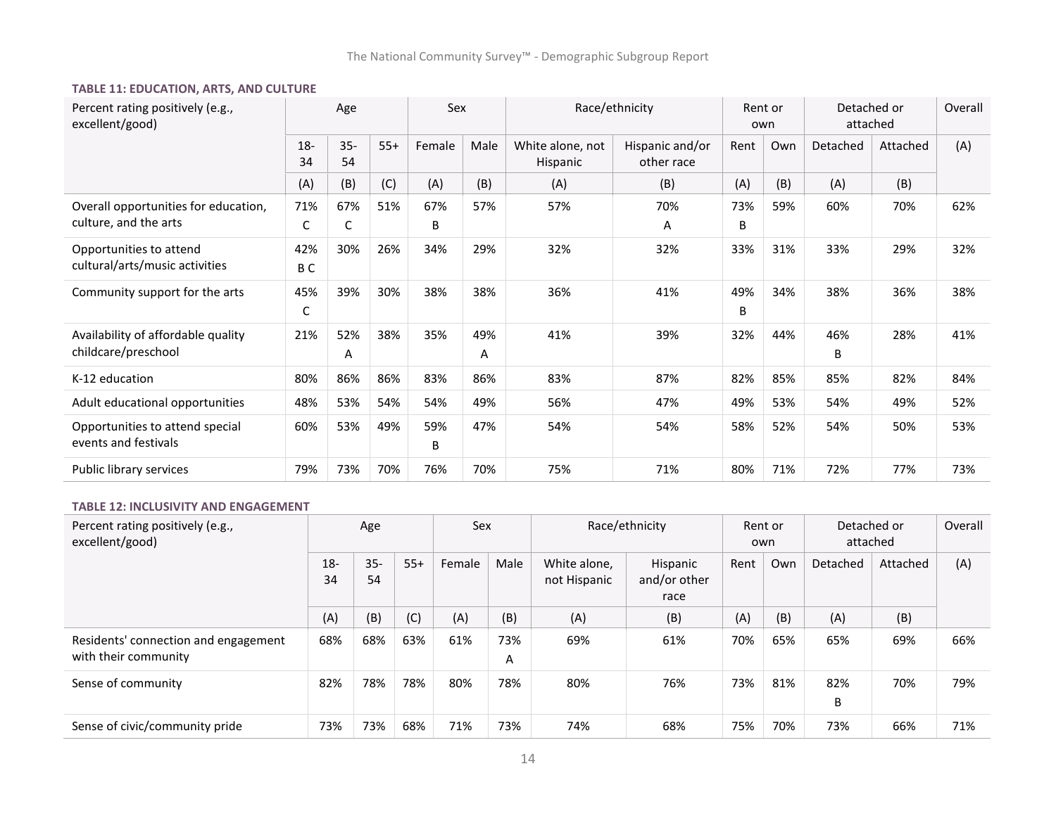**TABLE 11: EDUCATION, ARTS, AND CULTURE**

| Percent rating positively (e.g., excellent/good) | Age | | | Sex | | Race/ethnicity | | Rent or own | | Detached or attached | | Overall |
|---|---|---|---|---|---|---|---|---|---|---|---|---|
| | 18-34 | 35-54 | 55+ | Female | Male | White alone, not Hispanic | Hispanic and/or other race | Rent | Own | Detached | Attached | (A) |
| | (A) | (B) | (C) | (A) | (B) | (A) | (B) | (A) | (B) | (A) | (B) | |
| Overall opportunities for education, culture, and the arts | 71% C | 67% C | 51% | 67% B | 57% | 57% | 70% A | 73% B | 59% | 60% | 70% | 62% |
| Opportunities to attend cultural/arts/music activities | 42% B C | 30% | 26% | 34% | 29% | 32% | 32% | 33% | 31% | 33% | 29% | 32% |
| Community support for the arts | 45% C | 39% | 30% | 38% | 38% | 36% | 41% | 49% B | 34% | 38% | 36% | 38% |
| Availability of affordable quality childcare/preschool | 21% | 52% A | 38% | 35% | 49% A | 41% | 39% | 32% | 44% | 46% B | 28% | 41% |
| K-12 education | 80% | 86% | 86% | 83% | 86% | 83% | 87% | 82% | 85% | 85% | 82% | 84% |
| Adult educational opportunities | 48% | 53% | 54% | 54% | 49% | 56% | 47% | 49% | 53% | 54% | 49% | 52% |
| Opportunities to attend special events and festivals | 60% | 53% | 49% | 59% B | 47% | 54% | 54% | 58% | 52% | 54% | 50% | 53% |
| Public library services | 79% | 73% | 70% | 76% | 70% | 75% | 71% | 80% | 71% | 72% | 77% | 73% |

**TABLE 12: INCLUSIVITY AND ENGAGEMENT**

| Percent rating positively (e.g., excellent/good) | Age | | | Sex | | Race/ethnicity | | Rent or own | | Detached or attached | | Overall |
|---|---|---|---|---|---|---|---|---|---|---|---|---|
| | 18-34 | 35-54 | 55+ | Female | Male | White alone, not Hispanic | Hispanic and/or other race | Rent | Own | Detached | Attached | (A) |
| | (A) | (B) | (C) | (A) | (B) | (A) | (B) | (A) | (B) | (A) | (B) | |
| Residents' connection and engagement with their community | 68% | 68% | 63% | 61% | 73% A | 69% | 61% | 70% | 65% | 65% | 69% | 66% |
| Sense of community | 82% | 78% | 78% | 80% | 78% | 80% | 76% | 73% | 81% | 82% B | 70% | 79% |
| Sense of civic/community pride | 73% | 73% | 68% | 71% | 73% | 74% | 68% | 75% | 70% | 73% | 66% | 71% |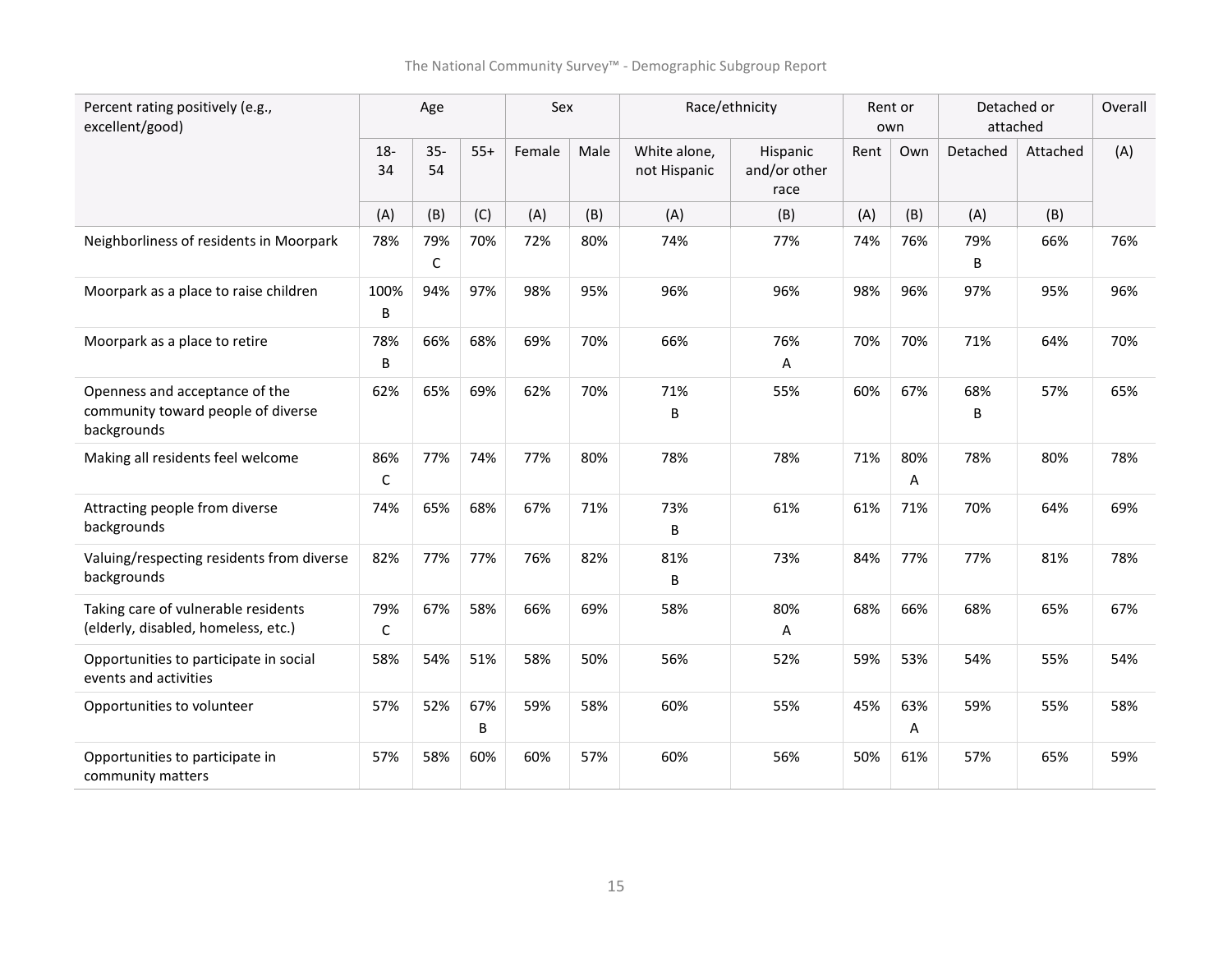| Percent rating positively (e.g., excellent/good) | Age | | | Sex | | Race/ethnicity | | Rent or own | | Detached or attached | | Overall |
|---|---|---|---|---|---|---|---|---|---|---|---|---|
| | 18-34 | 35-54 | 55+ | Female | Male | White alone, not Hispanic | Hispanic and/or other race | Rent | Own | Detached | Attached | (A) |
| | (A) | (B) | (C) | (A) | (B) | (A) | (B) | (A) | (B) | (A) | (B) | |
| Neighborliness of residents in Moorpark | 78% | 79% C | 70% | 72% | 80% | 74% | 77% | 74% | 76% | 79% B | 66% | 76% |
| Moorpark as a place to raise children | 100% B | 94% | 97% | 98% | 95% | 96% | 96% | 98% | 96% | 97% | 95% | 96% |
| Moorpark as a place to retire | 78% B | 66% | 68% | 69% | 70% | 66% | 76% A | 70% | 70% | 71% | 64% | 70% |
| Openness and acceptance of the community toward people of diverse backgrounds | 62% | 65% | 69% | 62% | 70% | 71% B | 55% | 60% | 67% | 68% B | 57% | 65% |
| Making all residents feel welcome | 86% C | 77% | 74% | 77% | 80% | 78% | 78% | 71% | 80% A | 78% | 80% | 78% |
| Attracting people from diverse backgrounds | 74% | 65% | 68% | 67% | 71% | 73% B | 61% | 61% | 71% | 70% | 64% | 69% |
| Valuing/respecting residents from diverse backgrounds | 82% | 77% | 77% | 76% | 82% | 81% B | 73% | 84% | 77% | 77% | 81% | 78% |
| Taking care of vulnerable residents (elderly, disabled, homeless, etc.) | 79% C | 67% | 58% | 66% | 69% | 58% | 80% A | 68% | 66% | 68% | 65% | 67% |
| Opportunities to participate in social events and activities | 58% | 54% | 51% | 58% | 50% | 56% | 52% | 59% | 53% | 54% | 55% | 54% |
| Opportunities to volunteer | 57% | 52% | 67% B | 59% | 58% | 60% | 55% | 45% | 63% A | 59% | 55% | 58% |
| Opportunities to participate in community matters | 57% | 58% | 60% | 60% | 57% | 60% | 56% | 50% | 61% | 57% | 65% | 59% |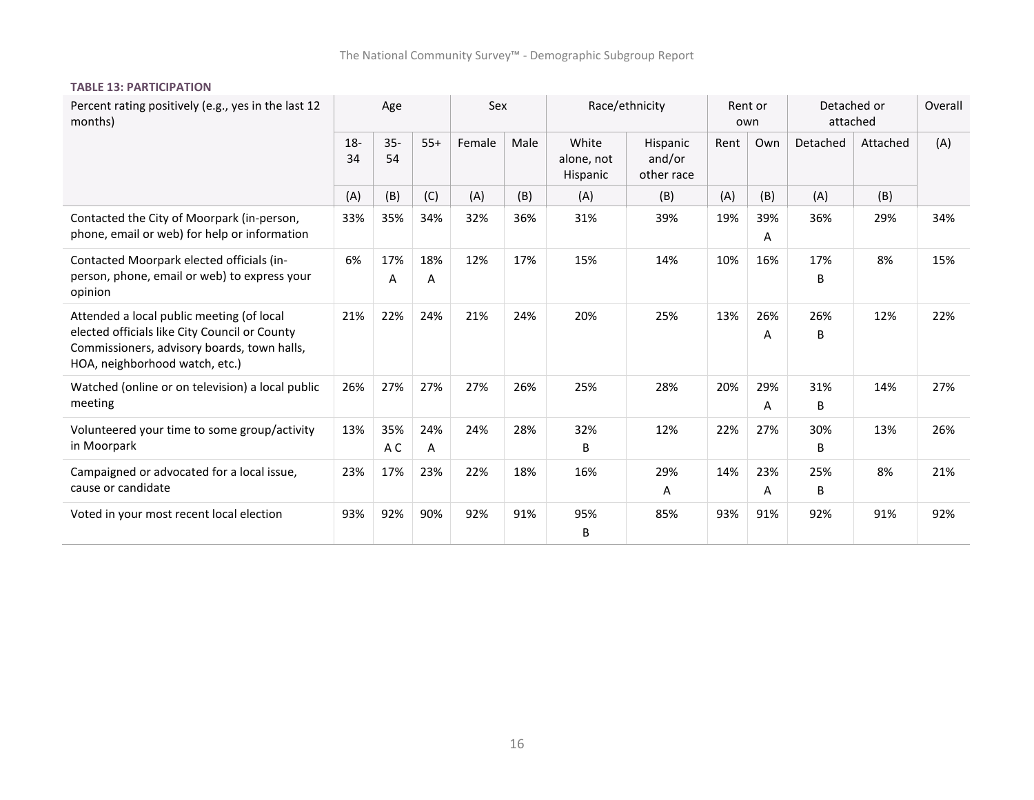**TABLE 13: PARTICIPATION**

| Percent rating positively (e.g., yes in the last 12 months) | Age | | | Sex | | Race/ethnicity | | Rent or own | | Detached or attached | | Overall |
|---|---|---|---|---|---|---|---|---|---|---|---|---|
| | 18-34 | 35-54 | 55+ | Female | Male | White alone, not Hispanic | Hispanic and/or other race | Rent | Own | Detached | Attached | (A) |
| | (A) | (B) | (C) | (A) | (B) | (A) | (B) | (A) | (B) | (A) | (B) | |
| Contacted the City of Moorpark (in-person, phone, email or web) for help or information | 33% | 35% | 34% | 32% | 36% | 31% | 39% | 19% | 39% A | 36% | 29% | 34% |
| Contacted Moorpark elected officials (in-person, phone, email or web) to express your opinion | 6% | 17% A | 18% A | 12% | 17% | 15% | 14% | 10% | 16% | 17% B | 8% | 15% |
| Attended a local public meeting (of local elected officials like City Council or County Commissioners, advisory boards, town halls, HOA, neighborhood watch, etc.) | 21% | 22% | 24% | 21% | 24% | 20% | 25% | 13% | 26% A | 26% B | 12% | 22% |
| Watched (online or on television) a local public meeting | 26% | 27% | 27% | 27% | 26% | 25% | 28% | 20% | 29% A | 31% B | 14% | 27% |
| Volunteered your time to some group/activity in Moorpark | 13% | 35% A C | 24% A | 24% | 28% | 32% B | 12% | 22% | 27% | 30% B | 13% | 26% |
| Campaigned or advocated for a local issue, cause or candidate | 23% | 17% | 23% | 22% | 18% | 16% | 29% A | 14% | 23% A | 25% B | 8% | 21% |
| Voted in your most recent local election | 93% | 92% | 90% | 92% | 91% | 95% B | 85% | 93% | 91% | 92% | 91% | 92% |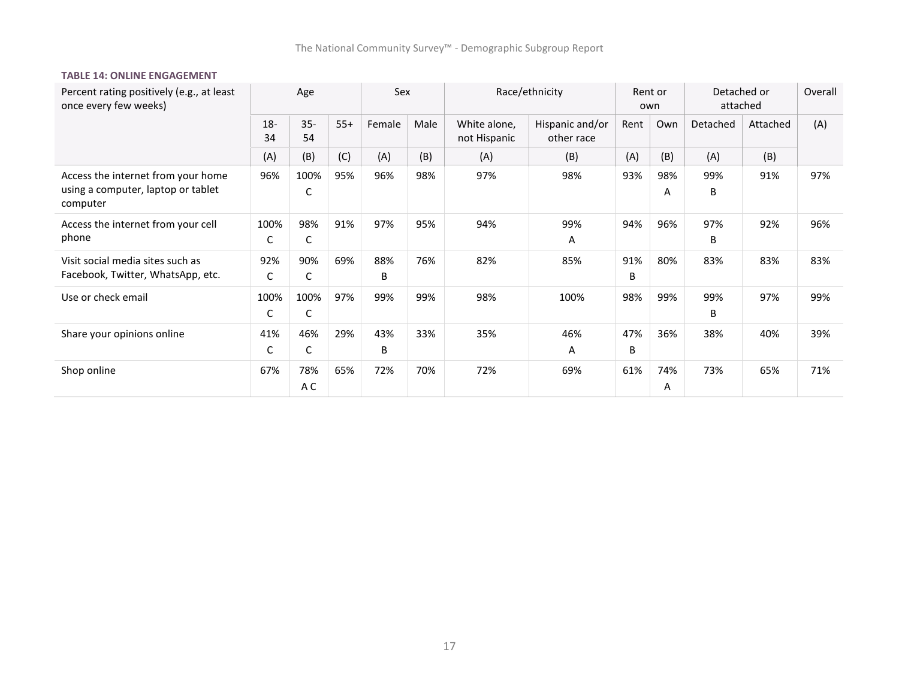**TABLE 14: ONLINE ENGAGEMENT**

| Percent rating positively (e.g., at least once every few weeks) | Age | | | Sex | | Race/ethnicity | | Rent or own | | Detached or attached | | Overall |
|---|---|---|---|---|---|---|---|---|---|---|---|---|
| | 18-34 | 35-54 | 55+ | Female | Male | White alone, not Hispanic | Hispanic and/or other race | Rent | Own | Detached | Attached | (A) |
| | (A) | (B) | (C) | (A) | (B) | (A) | (B) | (A) | (B) | (A) | (B) | |
| Access the internet from your home using a computer, laptop or tablet computer | 96% | 100% C | 95% | 96% | 98% | 97% | 98% | 93% | 98% A | 99% B | 91% | 97% |
| Access the internet from your cell phone | 100% C | 98% C | 91% | 97% | 95% | 94% | 99% A | 94% | 96% | 97% B | 92% | 96% |
| Visit social media sites such as Facebook, Twitter, WhatsApp, etc. | 92% C | 90% C | 69% | 88% B | 76% | 82% | 85% | 91% B | 80% | 83% | 83% | 83% |
| Use or check email | 100% C | 100% C | 97% | 99% | 99% | 98% | 100% | 98% | 99% | 99% B | 97% | 99% |
| Share your opinions online | 41% C | 46% C | 29% | 43% B | 33% | 35% | 46% A | 47% B | 36% | 38% | 40% | 39% |
| Shop online | 67% | 78% A C | 65% | 72% | 70% | 72% | 69% | 61% | 74% A | 73% | 65% | 71% |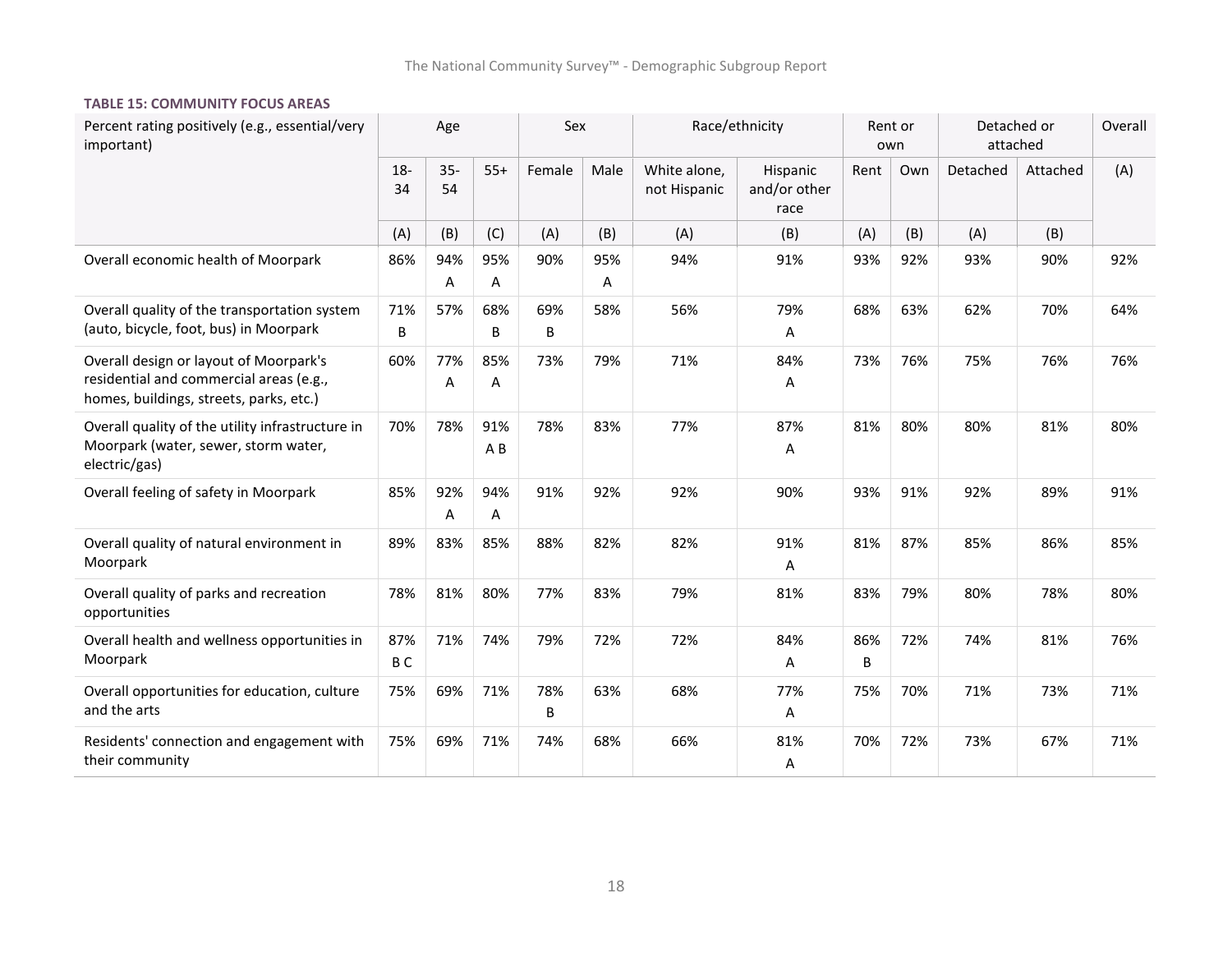**TABLE 15: COMMUNITY FOCUS AREAS**

| Percent rating positively (e.g., essential/very important) | Age | | | Sex | | Race/ethnicity | | Rent or own | | Detached or attached | | Overall |
|---|---|---|---|---|---|---|---|---|---|---|---|---|
| | 18-34 | 35-54 | 55+ | Female | Male | White alone, not Hispanic | Hispanic and/or other race | Rent | Own | Detached | Attached | (A) |
| | (A) | (B) | (C) | (A) | (B) | (A) | (B) | (A) | (B) | (A) | (B) | |
| Overall economic health of Moorpark | 86% | 94% A | 95% A | 90% | 95% A | 94% | 91% | 93% | 92% | 93% | 90% | 92% |
| Overall quality of the transportation system (auto, bicycle, foot, bus) in Moorpark | 71% B | 57% | 68% B | 69% B | 58% | 56% | 79% A | 68% | 63% | 62% | 70% | 64% |
| Overall design or layout of Moorpark's residential and commercial areas (e.g., homes, buildings, streets, parks, etc.) | 60% | 77% A | 85% A | 73% | 79% | 71% | 84% A | 73% | 76% | 75% | 76% | 76% |
| Overall quality of the utility infrastructure in Moorpark (water, sewer, storm water, electric/gas) | 70% | 78% | 91% A B | 78% | 83% | 77% | 87% A | 81% | 80% | 80% | 81% | 80% |
| Overall feeling of safety in Moorpark | 85% | 92% A | 94% A | 91% | 92% | 92% | 90% | 93% | 91% | 92% | 89% | 91% |
| Overall quality of natural environment in Moorpark | 89% | 83% | 85% | 88% | 82% | 82% | 91% A | 81% | 87% | 85% | 86% | 85% |
| Overall quality of parks and recreation opportunities | 78% | 81% | 80% | 77% | 83% | 79% | 81% | 83% | 79% | 80% | 78% | 80% |
| Overall health and wellness opportunities in Moorpark | 87% B C | 71% | 74% | 79% | 72% | 72% | 84% A | 86% B | 72% | 74% | 81% | 76% |
| Overall opportunities for education, culture and the arts | 75% | 69% | 71% | 78% B | 63% | 68% | 77% A | 75% | 70% | 71% | 73% | 71% |
| Residents' connection and engagement with their community | 75% | 69% | 71% | 74% | 68% | 66% | 81% A | 70% | 72% | 73% | 67% | 71% |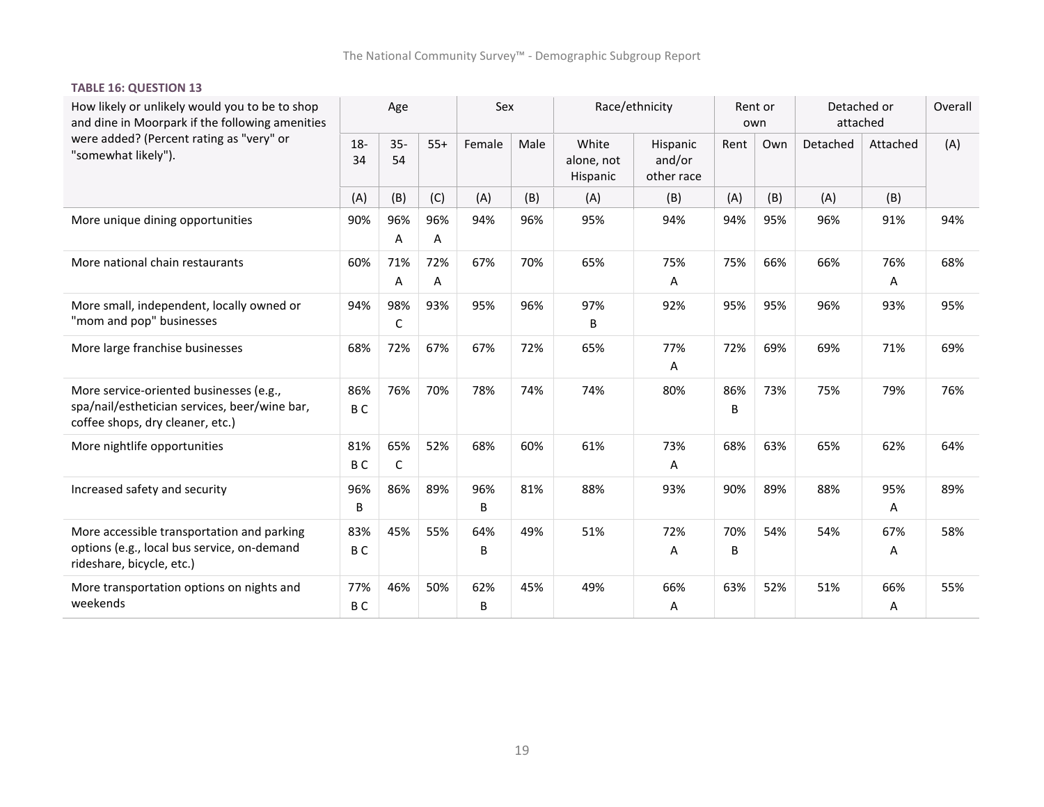**TABLE 16: QUESTION 13**

| How likely or unlikely would you to be to shop and dine in Moorpark if the following amenities were added? (Percent rating as "very" or "somewhat likely"). | Age | | | Sex | | Race/ethnicity | | Rent or own | | Detached or attached | | Overall |
|---|---|---|---|---|---|---|---|---|---|---|---|---|
| | 18-34 | 35-54 | 55+ | Female | Male | White alone, not Hispanic | Hispanic and/or other race | Rent | Own | Detached | Attached | (A) |
| | (A) | (B) | (C) | (A) | (B) | (A) | (B) | (A) | (B) | (A) | (B) | |
| More unique dining opportunities | 90% | 96% A | 96% A | 94% | 96% | 95% | 94% | 94% | 95% | 96% | 91% | 94% |
| More national chain restaurants | 60% | 71% A | 72% A | 67% | 70% | 65% | 75% A | 75% | 66% | 66% | 76% A | 68% |
| More small, independent, locally owned or "mom and pop" businesses | 94% | 98% C | 93% | 95% | 96% | 97% B | 92% | 95% | 95% | 96% | 93% | 95% |
| More large franchise businesses | 68% | 72% | 67% | 67% | 72% | 65% | 77% A | 72% | 69% | 69% | 71% | 69% |
| More service-oriented businesses (e.g., spa/nail/esthetician services, beer/wine bar, coffee shops, dry cleaner, etc.) | 86% B C | 76% | 70% | 78% | 74% | 74% | 80% | 86% B | 73% | 75% | 79% | 76% |
| More nightlife opportunities | 81% B C | 65% C | 52% | 68% | 60% | 61% | 73% A | 68% | 63% | 65% | 62% | 64% |
| Increased safety and security | 96% B | 86% | 89% | 96% B | 81% | 88% | 93% | 90% | 89% | 88% | 95% A | 89% |
| More accessible transportation and parking options (e.g., local bus service, on-demand rideshare, bicycle, etc.) | 83% B C | 45% | 55% | 64% B | 49% | 51% | 72% A | 70% B | 54% | 54% | 67% A | 58% |
| More transportation options on nights and weekends | 77% B C | 46% | 50% | 62% B | 45% | 49% | 66% A | 63% | 52% | 51% | 66% A | 55% |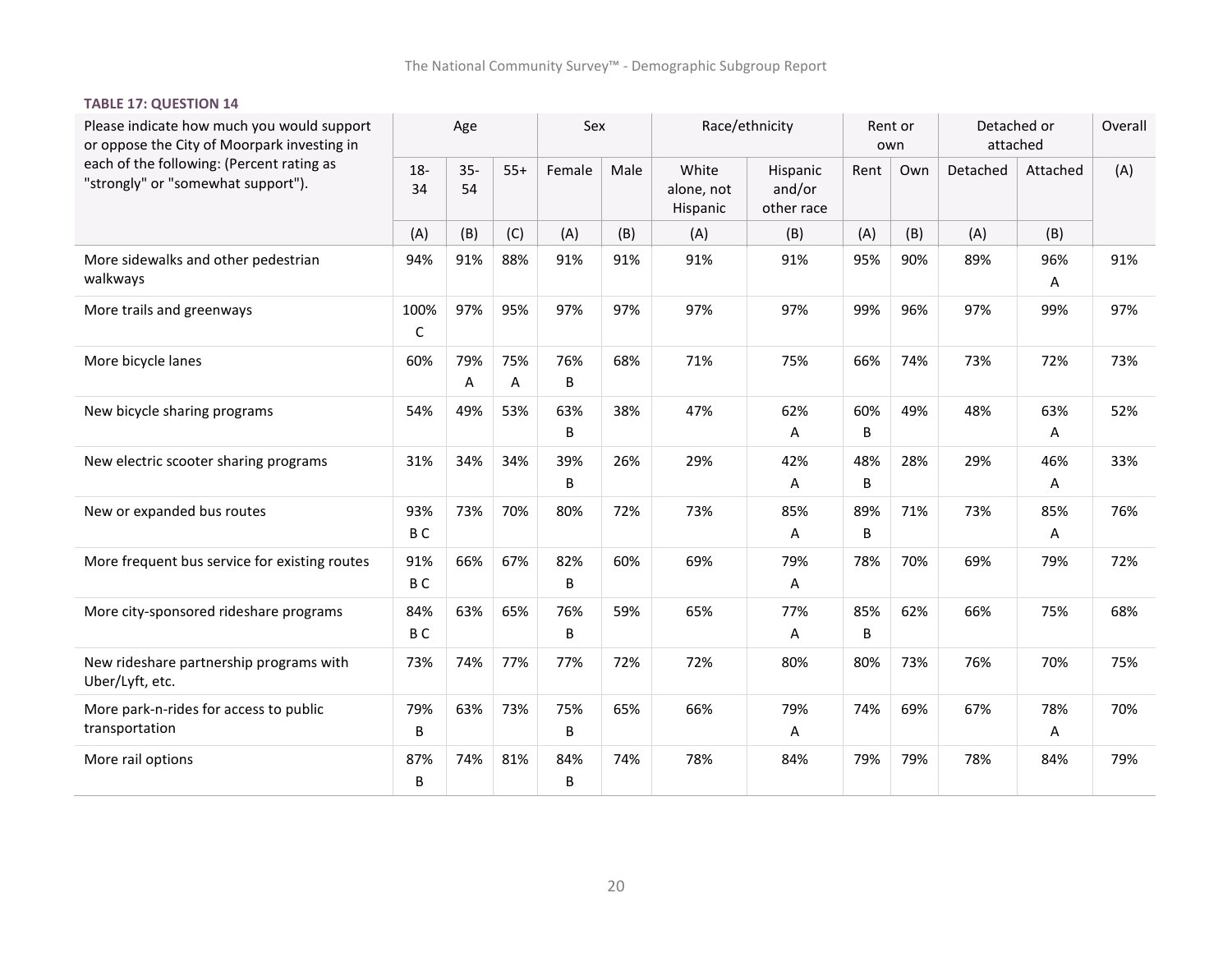**TABLE 17: QUESTION 14**

| Please indicate how much you would support or oppose the City of Moorpark investing in each of the following: (Percent rating as "strongly" or "somewhat support"). | Age | | | Sex | | Race/ethnicity | | Rent or own | | Detached or attached | | Overall |
|---|---|---|---|---|---|---|---|---|---|---|---|---|
| | 18-34 | 35-54 | 55+ | Female | Male | White alone, not Hispanic | Hispanic and/or other race | Rent | Own | Detached | Attached | (A) |
| | (A) | (B) | (C) | (A) | (B) | (A) | (B) | (A) | (B) | (A) | (B) | |
| More sidewalks and other pedestrian walkways | 94% | 91% | 88% | 91% | 91% | 91% | 91% | 95% | 90% | 89% | 96% A | 91% |
| More trails and greenways | 100% C | 97% | 95% | 97% | 97% | 97% | 97% | 99% | 96% | 97% | 99% | 97% |
| More bicycle lanes | 60% | 79% A | 75% A | 76% B | 68% | 71% | 75% | 66% | 74% | 73% | 72% | 73% |
| New bicycle sharing programs | 54% | 49% | 53% | 63% B | 38% | 47% | 62% A | 60% B | 49% | 48% | 63% A | 52% |
| New electric scooter sharing programs | 31% | 34% | 34% | 39% B | 26% | 29% | 42% A | 48% B | 28% | 29% | 46% A | 33% |
| New or expanded bus routes | 93% B C | 73% | 70% | 80% | 72% | 73% | 85% A | 89% B | 71% | 73% | 85% A | 76% |
| More frequent bus service for existing routes | 91% B C | 66% | 67% | 82% B | 60% | 69% | 79% A | 78% | 70% | 69% | 79% | 72% |
| More city-sponsored rideshare programs | 84% B C | 63% | 65% | 76% B | 59% | 65% | 77% A | 85% B | 62% | 66% | 75% | 68% |
| New rideshare partnership programs with Uber/Lyft, etc. | 73% | 74% | 77% | 77% | 72% | 72% | 80% | 80% | 73% | 76% | 70% | 75% |
| More park-n-rides for access to public transportation | 79% B | 63% | 73% | 75% B | 65% | 66% | 79% A | 74% | 69% | 67% | 78% A | 70% |
| More rail options | 87% B | 74% | 81% | 84% B | 74% | 78% | 84% | 79% | 79% | 78% | 84% | 79% |